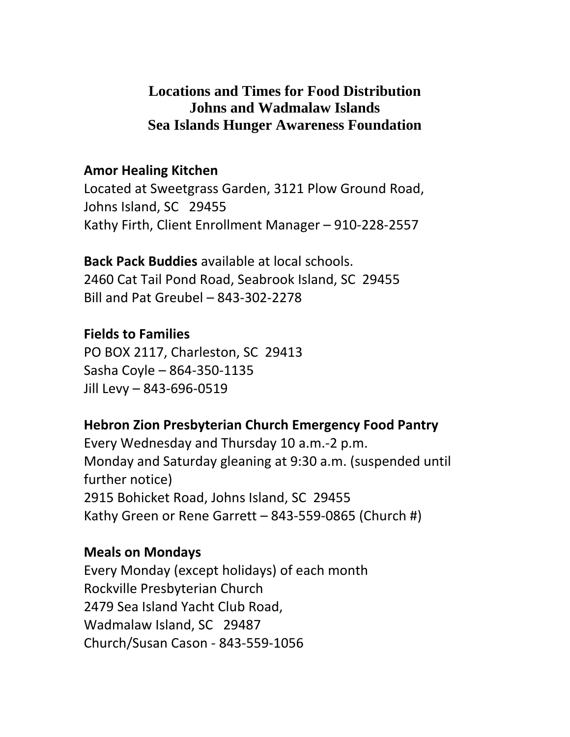# Locations and Times for Food Distribution
# Johns and Wadmalaw Islands
# Sea Islands Hunger Awareness Foundation

**Amor Healing Kitchen**
Located at Sweetgrass Garden, 3121 Plow Ground Road,
Johns Island, SC 29455
Kathy Firth, Client Enrollment Manager – 910-228-2557

**Back Pack Buddies** available at local schools.
2460 Cat Tail Pond Road, Seabrook Island, SC 29455
Bill and Pat Greubel – 843-302-2278

**Fields to Families**
PO BOX 2117, Charleston, SC 29413
Sasha Coyle – 864-350-1135
Jill Levy – 843-696-0519

**Hebron Zion Presbyterian Church Emergency Food Pantry**
Every Wednesday and Thursday 10 a.m.-2 p.m.
Monday and Saturday gleaning at 9:30 a.m. (suspended until further notice)
2915 Bohicket Road, Johns Island, SC 29455
Kathy Green or Rene Garrett – 843-559-0865 (Church #)

**Meals on Mondays**
Every Monday (except holidays) of each month
Rockville Presbyterian Church
2479 Sea Island Yacht Club Road,
Wadmalaw Island, SC 29487
Church/Susan Cason - 843-559-1056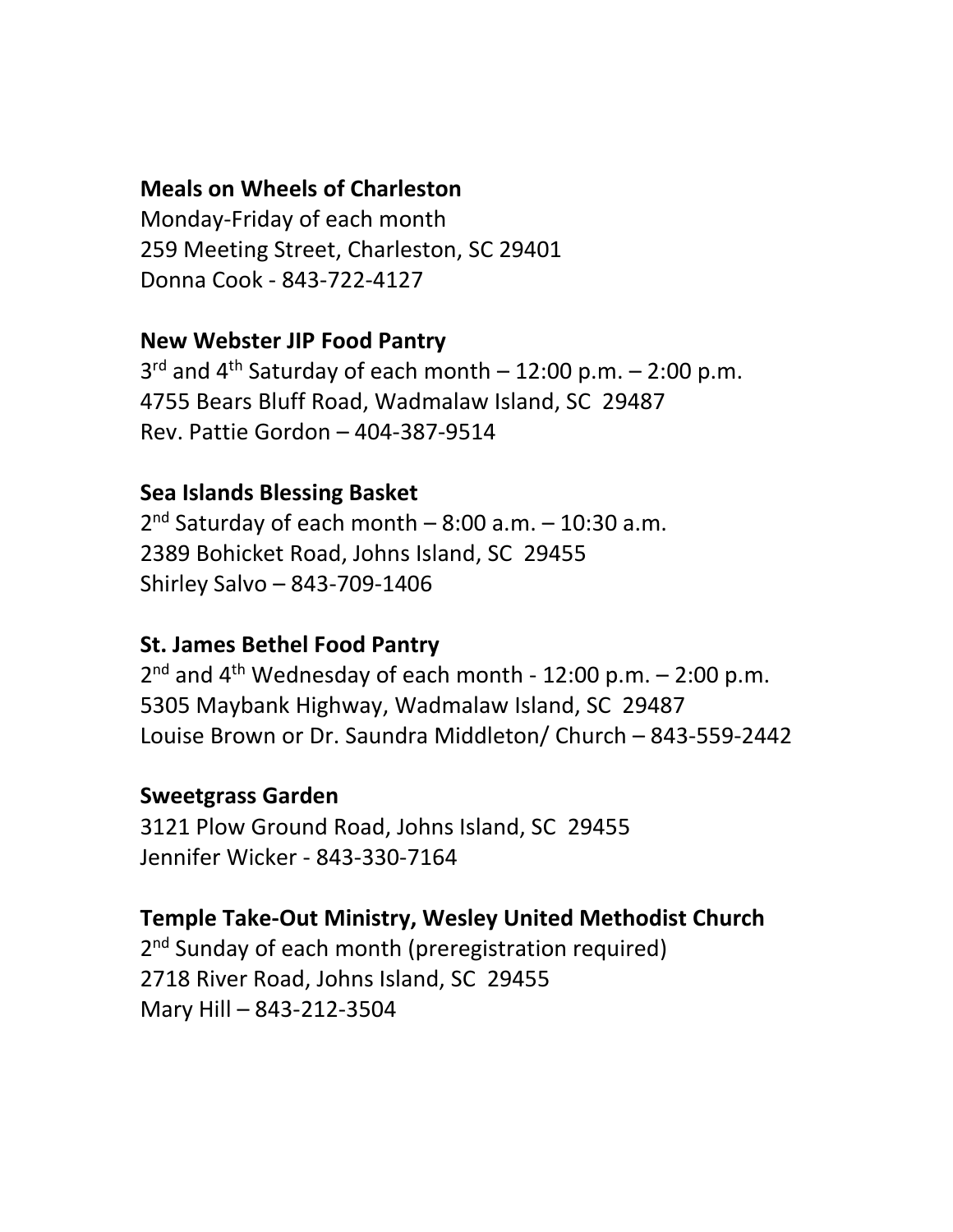**Meals on Wheels of Charleston**
Monday-Friday of each month
259 Meeting Street, Charleston, SC 29401
Donna Cook - 843-722-4127

**New Webster JIP Food Pantry**
3rd and 4th Saturday of each month – 12:00 p.m. – 2:00 p.m.
4755 Bears Bluff Road, Wadmalaw Island, SC 29487
Rev. Pattie Gordon – 404-387-9514

**Sea Islands Blessing Basket**
2nd Saturday of each month – 8:00 a.m. – 10:30 a.m.
2389 Bohicket Road, Johns Island, SC 29455
Shirley Salvo – 843-709-1406

**St. James Bethel Food Pantry**
2nd and 4th Wednesday of each month - 12:00 p.m. – 2:00 p.m.
5305 Maybank Highway, Wadmalaw Island, SC 29487
Louise Brown or Dr. Saundra Middleton/ Church – 843-559-2442

**Sweetgrass Garden**
3121 Plow Ground Road, Johns Island, SC 29455
Jennifer Wicker - 843-330-7164

**Temple Take-Out Ministry, Wesley United Methodist Church**
2nd Sunday of each month (preregistration required)
2718 River Road, Johns Island, SC 29455
Mary Hill – 843-212-3504